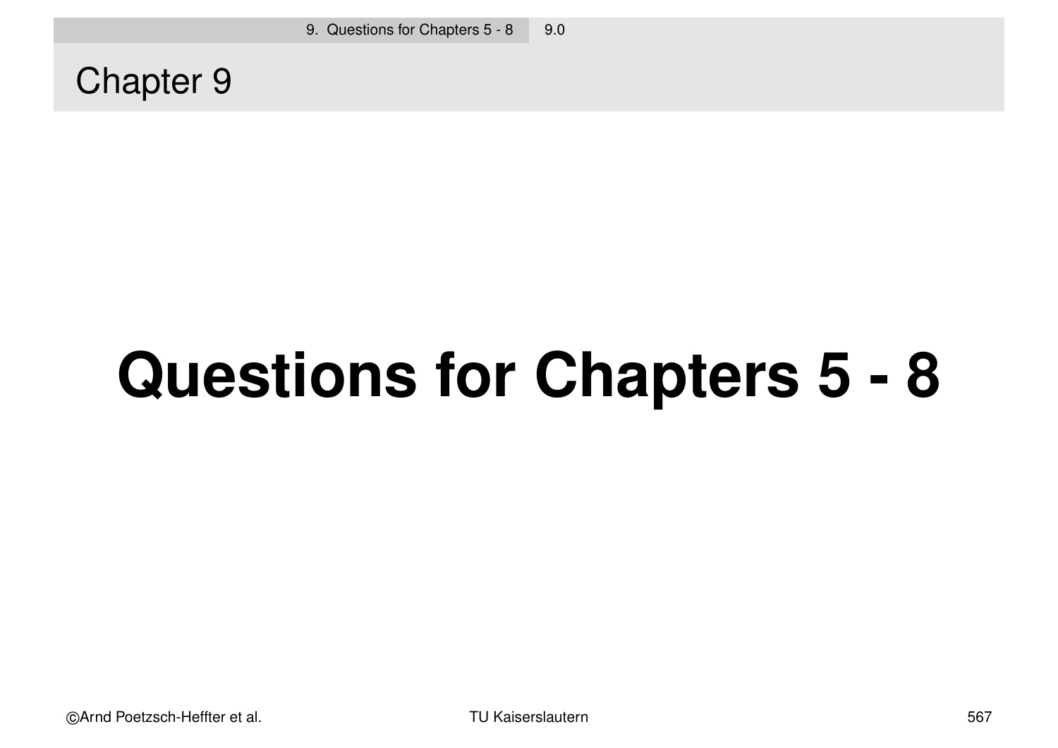# Chapter 9

# Questions for Chapters 5 - 8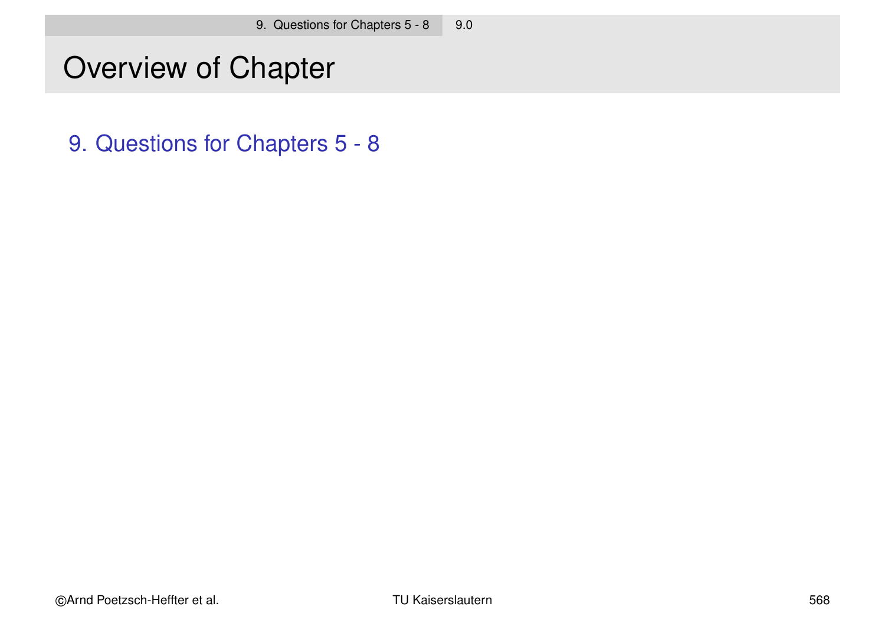# Overview of Chapter

9. Questions for Chapters 5 - 8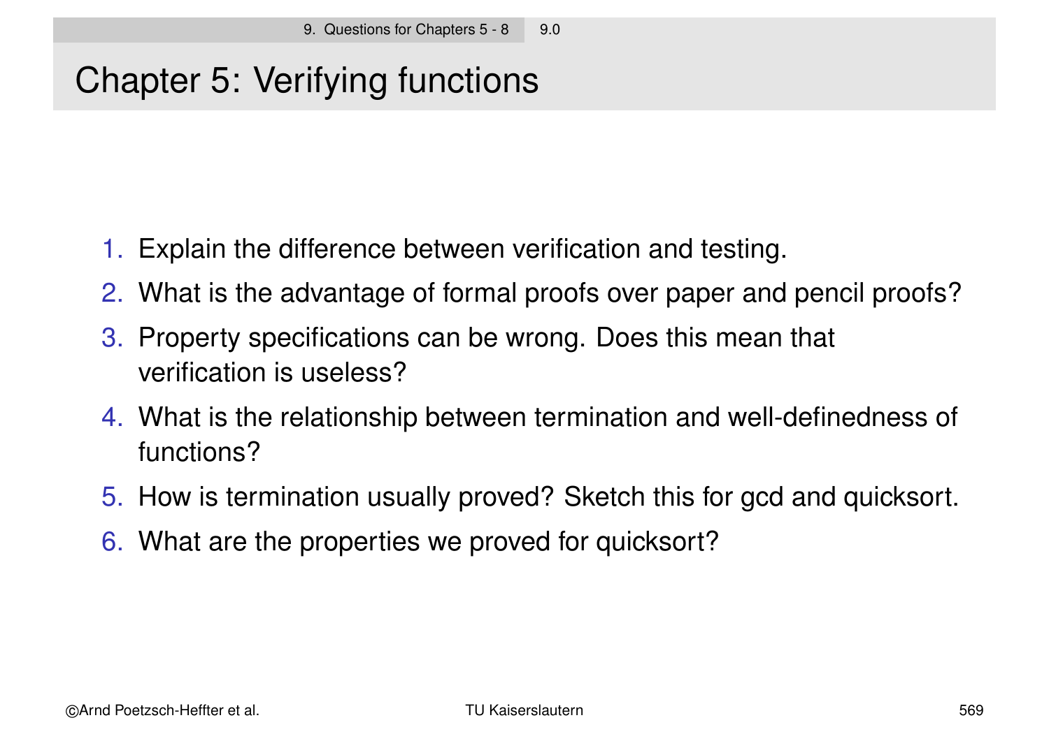# Chapter 5: Verifying functions

1. Explain the difference between verification and testing.
2. What is the advantage of formal proofs over paper and pencil proofs?
3. Property specifications can be wrong. Does this mean that verification is useless?
4. What is the relationship between termination and well-definedness of functions?
5. How is termination usually proved? Sketch this for gcd and quicksort.
6. What are the properties we proved for quicksort?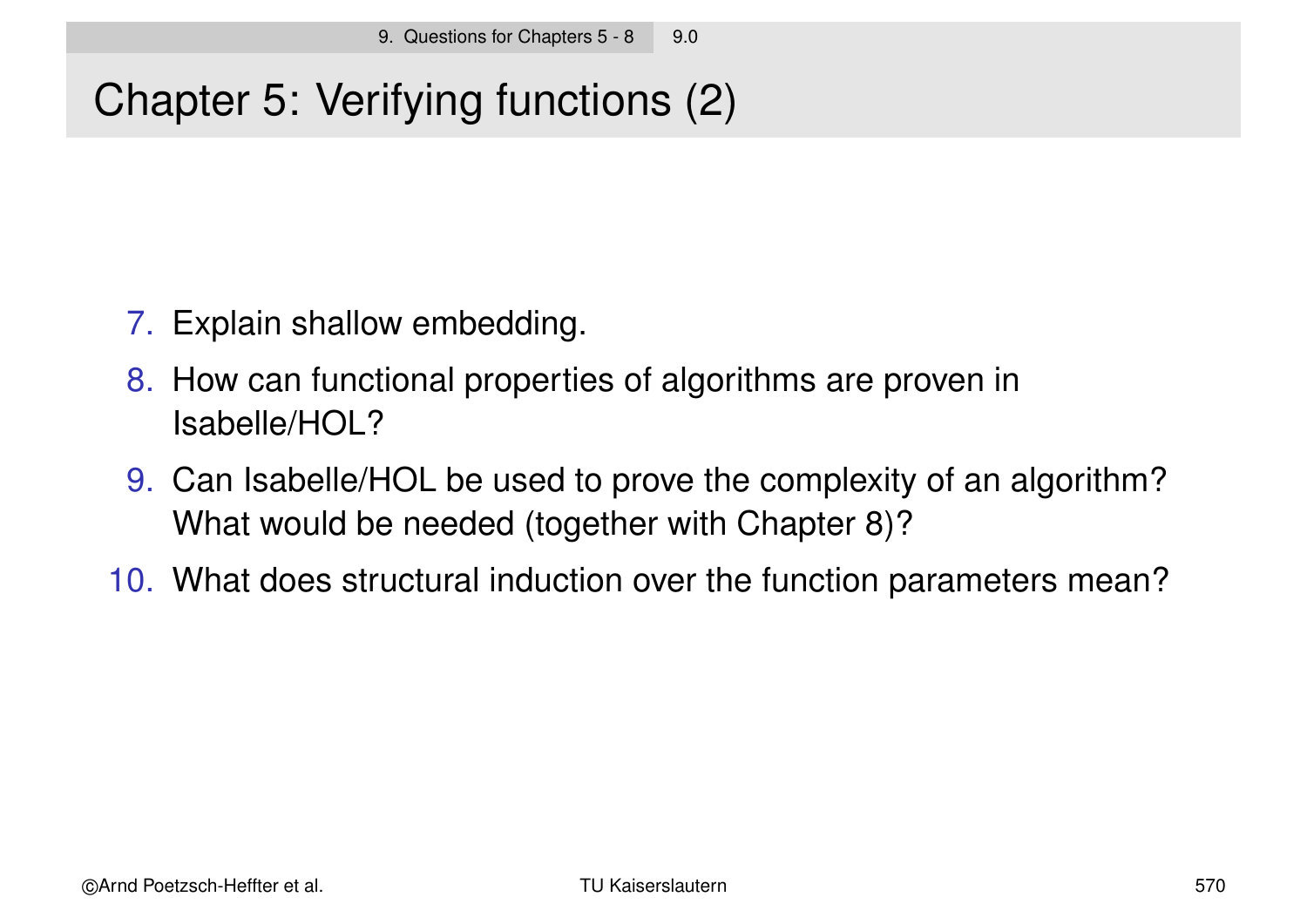# Chapter 5: Verifying functions (2)

7. Explain shallow embedding.
8. How can functional properties of algorithms are proven in Isabelle/HOL?
9. Can Isabelle/HOL be used to prove the complexity of an algorithm? What would be needed (together with Chapter 8)?
10. What does structural induction over the function parameters mean?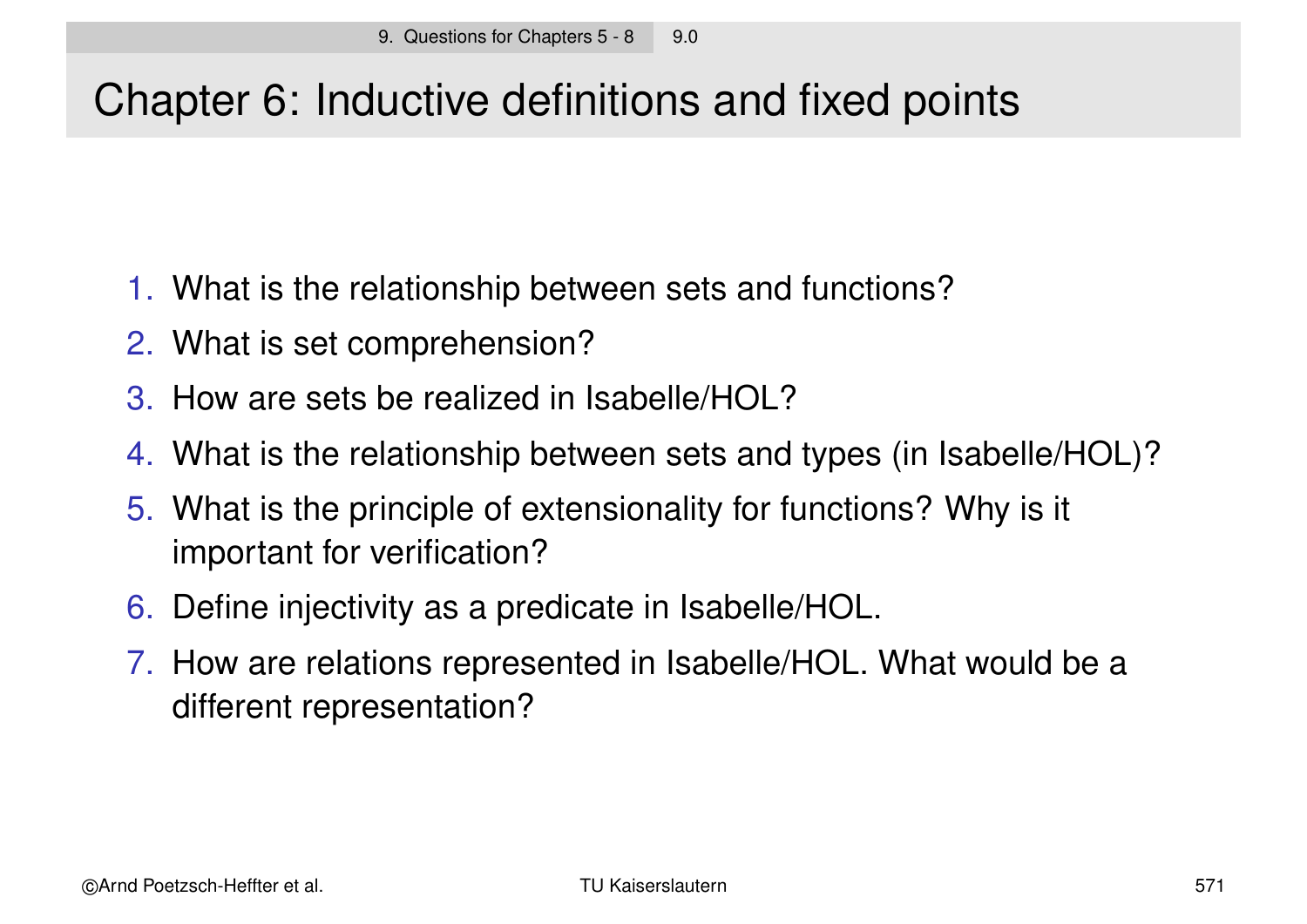# Chapter 6: Inductive definitions and fixed points

1. What is the relationship between sets and functions?
2. What is set comprehension?
3. How are sets be realized in Isabelle/HOL?
4. What is the relationship between sets and types (in Isabelle/HOL)?
5. What is the principle of extensionality for functions? Why is it important for verification?
6. Define injectivity as a predicate in Isabelle/HOL.
7. How are relations represented in Isabelle/HOL. What would be a different representation?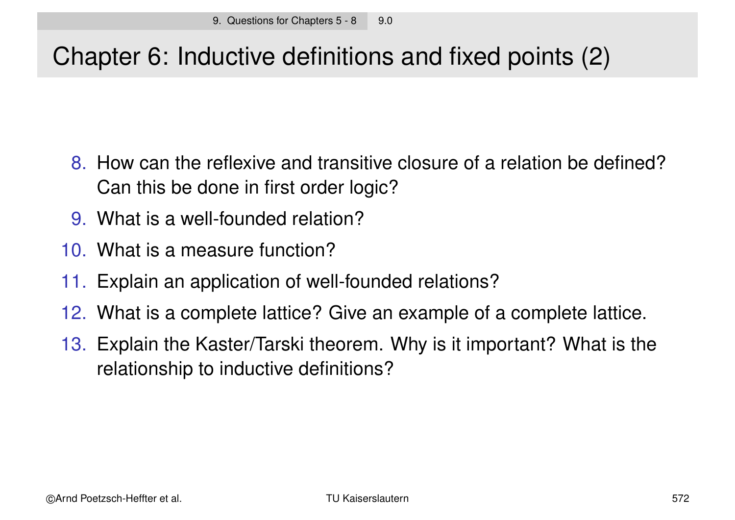# Chapter 6: Inductive definitions and fixed points (2)

8. How can the reflexive and transitive closure of a relation be defined? Can this be done in first order logic?
9. What is a well-founded relation?
10. What is a measure function?
11. Explain an application of well-founded relations?
12. What is a complete lattice? Give an example of a complete lattice.
13. Explain the Kaster/Tarski theorem. Why is it important? What is the relationship to inductive definitions?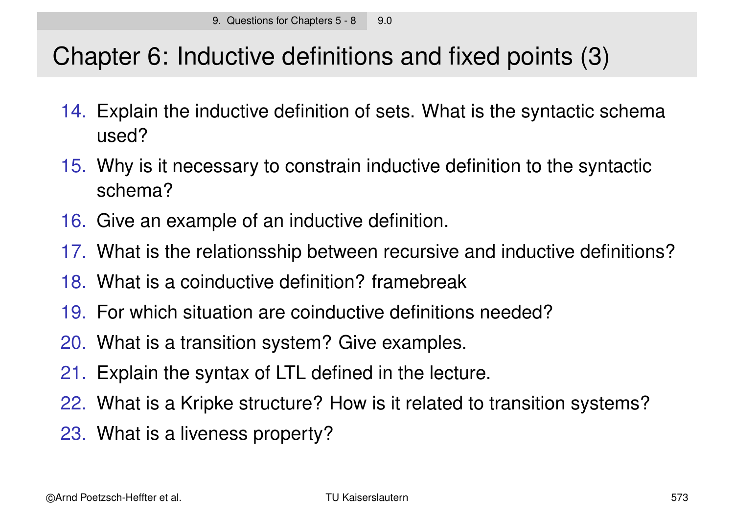# Chapter 6: Inductive definitions and fixed points (3)

14. Explain the inductive definition of sets. What is the syntactic schema used?
15. Why is it necessary to constrain inductive definition to the syntactic schema?
16. Give an example of an inductive definition.
17. What is the relationsship between recursive and inductive definitions?
18. What is a coinductive definition? framebreak
19. For which situation are coinductive definitions needed?
20. What is a transition system? Give examples.
21. Explain the syntax of LTL defined in the lecture.
22. What is a Kripke structure? How is it related to transition systems?
23. What is a liveness property?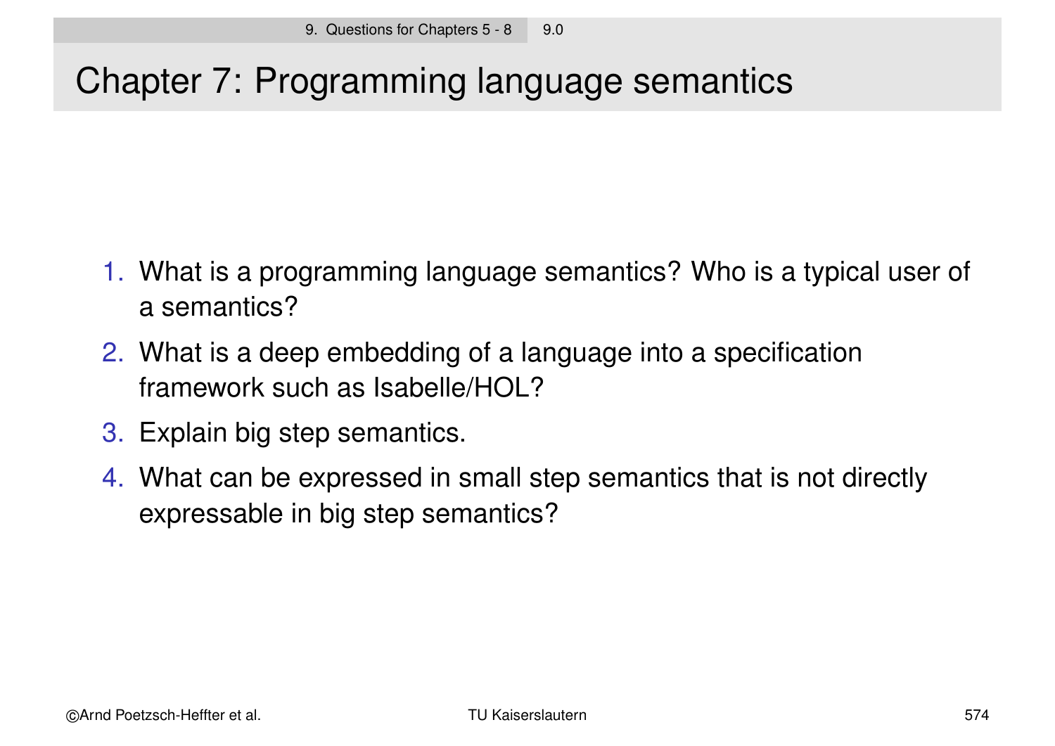# Chapter 7: Programming language semantics

1. What is a programming language semantics? Who is a typical user of a semantics?
2. What is a deep embedding of a language into a specification framework such as Isabelle/HOL?
3. Explain big step semantics.
4. What can be expressed in small step semantics that is not directly expressable in big step semantics?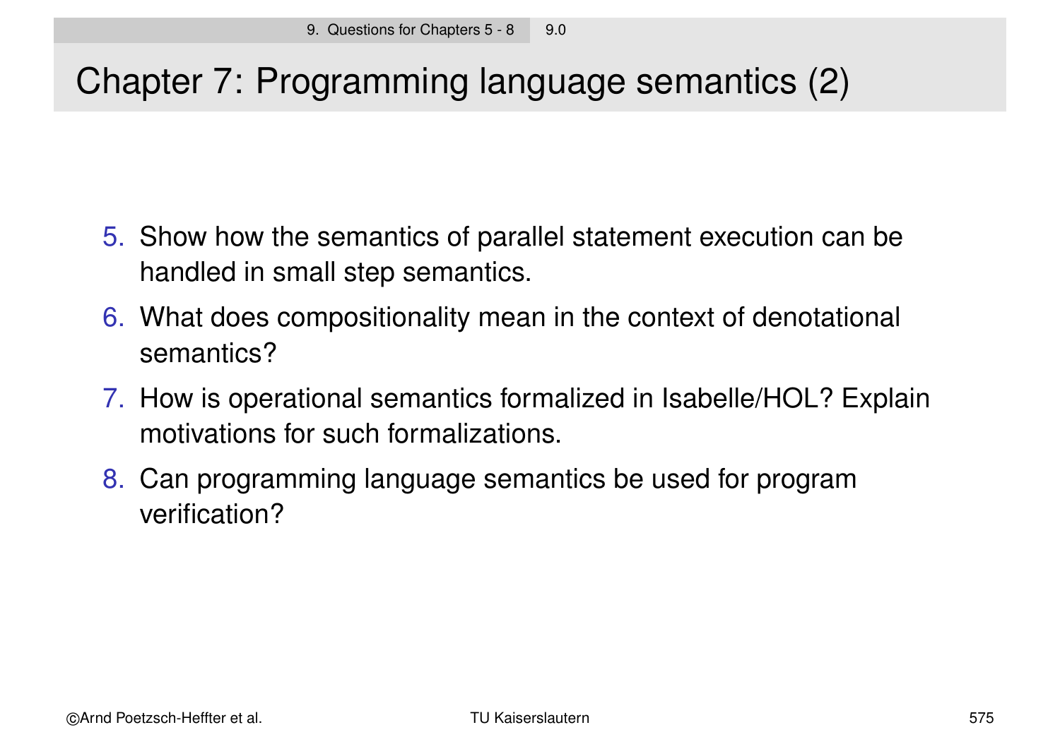# Chapter 7: Programming language semantics (2)

5. Show how the semantics of parallel statement execution can be handled in small step semantics.
6. What does compositionality mean in the context of denotational semantics?
7. How is operational semantics formalized in Isabelle/HOL? Explain motivations for such formalizations.
8. Can programming language semantics be used for program verification?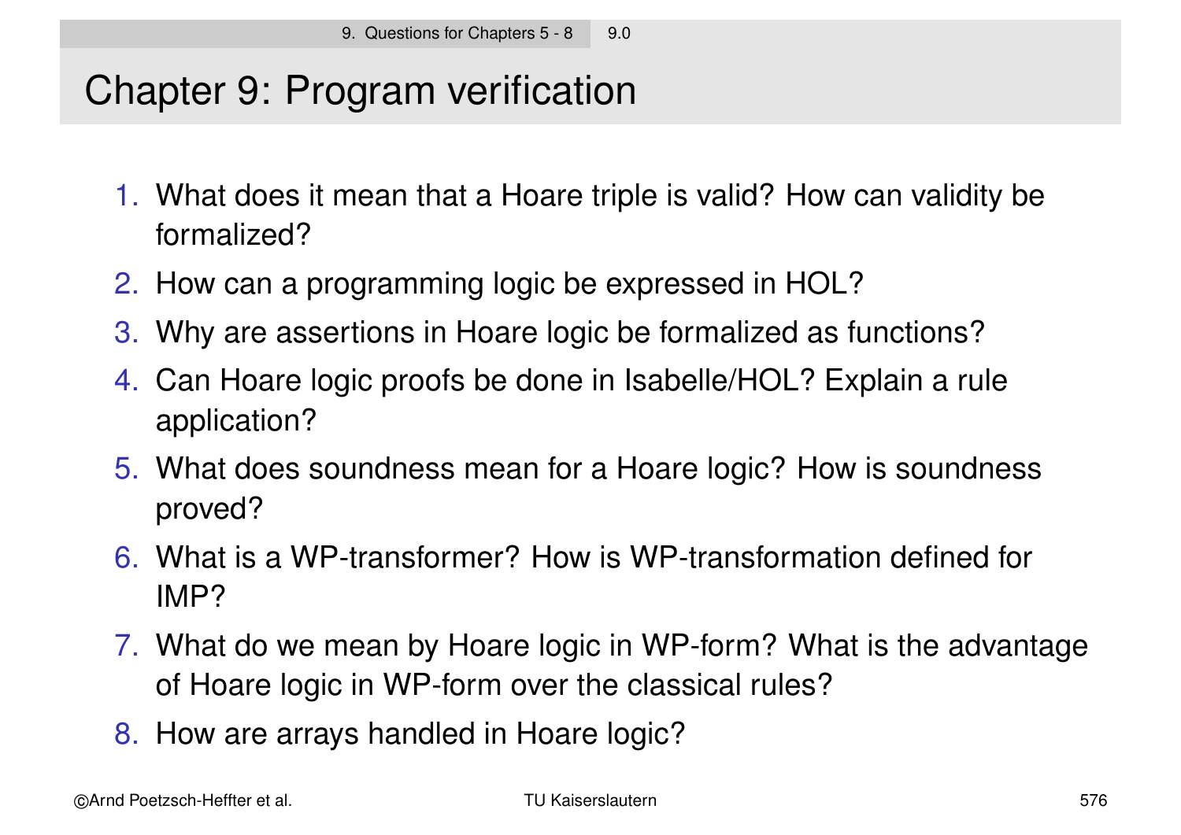# Chapter 9: Program verification

1. What does it mean that a Hoare triple is valid? How can validity be formalized?
2. How can a programming logic be expressed in HOL?
3. Why are assertions in Hoare logic be formalized as functions?
4. Can Hoare logic proofs be done in Isabelle/HOL? Explain a rule application?
5. What does soundness mean for a Hoare logic? How is soundness proved?
6. What is a WP-transformer? How is WP-transformation defined for IMP?
7. What do we mean by Hoare logic in WP-form? What is the advantage of Hoare logic in WP-form over the classical rules?
8. How are arrays handled in Hoare logic?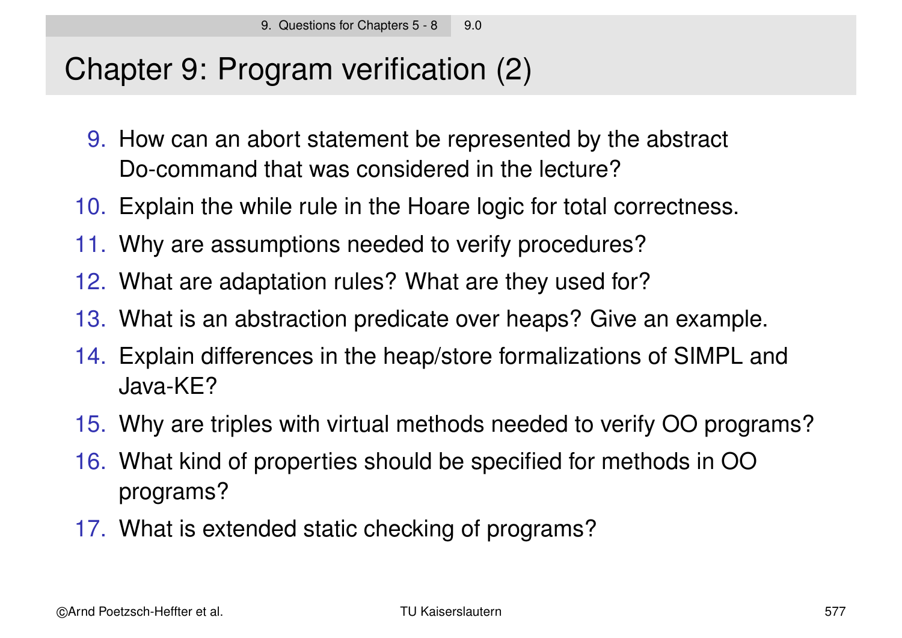# Chapter 9: Program verification (2)

9. How can an abort statement be represented by the abstract Do-command that was considered in the lecture?
10. Explain the while rule in the Hoare logic for total correctness.
11. Why are assumptions needed to verify procedures?
12. What are adaptation rules? What are they used for?
13. What is an abstraction predicate over heaps? Give an example.
14. Explain differences in the heap/store formalizations of SIMPL and Java-KE?
15. Why are triples with virtual methods needed to verify OO programs?
16. What kind of properties should be specified for methods in OO programs?
17. What is extended static checking of programs?